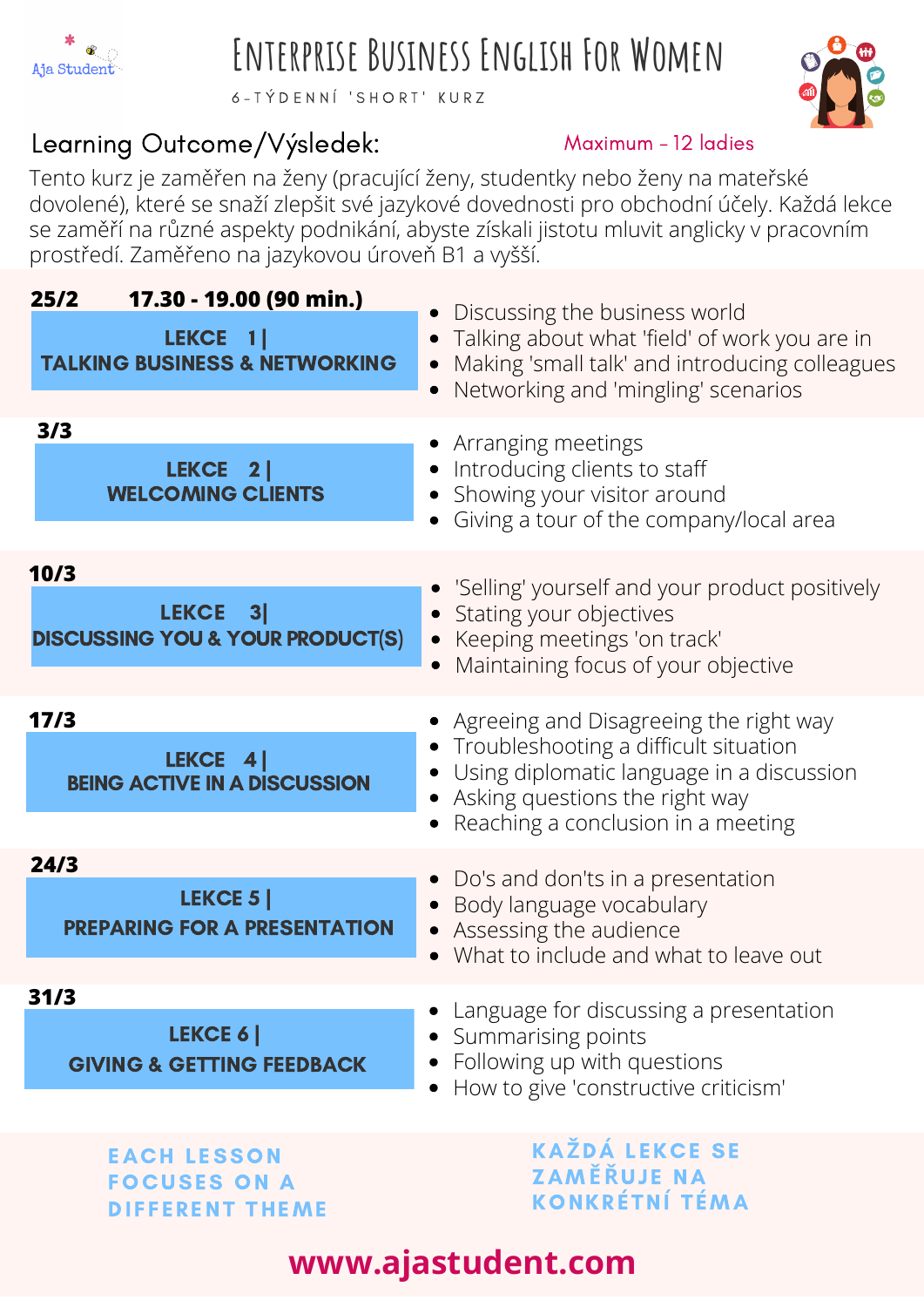Aja Student

# Enterprise Business English For Women

6-TÝDENNÍ 'SHORT' KURZ

## Learning Outcome/Výsledek:

Maximum - 12 ladies

Tento kurz je zaměřen na ženy (pracující ženy, studentky nebo ženy na mateřské dovolené), které se snaží zlepšit své jazykové dovednosti pro obchodní účely. Každá lekce se zaměří na různé aspekty podnikání, abyste získali jistotu mluvit anglicky v pracovním prostředí. Zaměřeno na jazykovou úroveň B1 a vyšší.

**25/2 17.30 - 19.00 (90 min.)**

### LEKCE 1 | TALKING BUSINESS & NETWORKING

- Discussing the business world
- Talking about what 'field' of work you are in
- Making 'small talk' and introducing colleagues
- Networking and 'mingling' scenarios

**3/3**

### LEKCE 2 | WELCOMING CLIENTS

- Arranging meetings
- Introducing clients to staff
- Showing your visitor around
- Giving a tour of the company/local area

**10/3**

### LEKCE 3 | DISCUSSING YOU & YOUR PRODUCT(S)

- 'Selling' yourself and your product positively
- Stating your objectives
- Keeping meetings 'on track'
- Maintaining focus of your objective

**17/3**

### LEKCE 4 | BEING ACTIVE IN A DISCUSSION

- Agreeing and Disagreeing the right way
- Troubleshooting a difficult situation
- Using diplomatic language in a discussion
- Asking questions the right way
- Reaching a conclusion in a meeting

**24/3**

### LEKCE 5 | PREPARING FOR A PRESENTATION

- Do's and don'ts in a presentation
- Body language vocabulary
- Assessing the audience
- What to include and what to leave out

**31/3**

### LEKCE 6 | GIVING & GETTING FEEDBACK

- Language for discussing a presentation
- Summarising points
- Following up with questions
- How to give 'constructive criticism'

EACH LESSON FOCUSES ON A DIFFERENT THEME

KAŽDÁ LEKCE SE ZAMĚŘUJE NA KONKRÉTNÍ TÉMA

**www.ajastudent.com**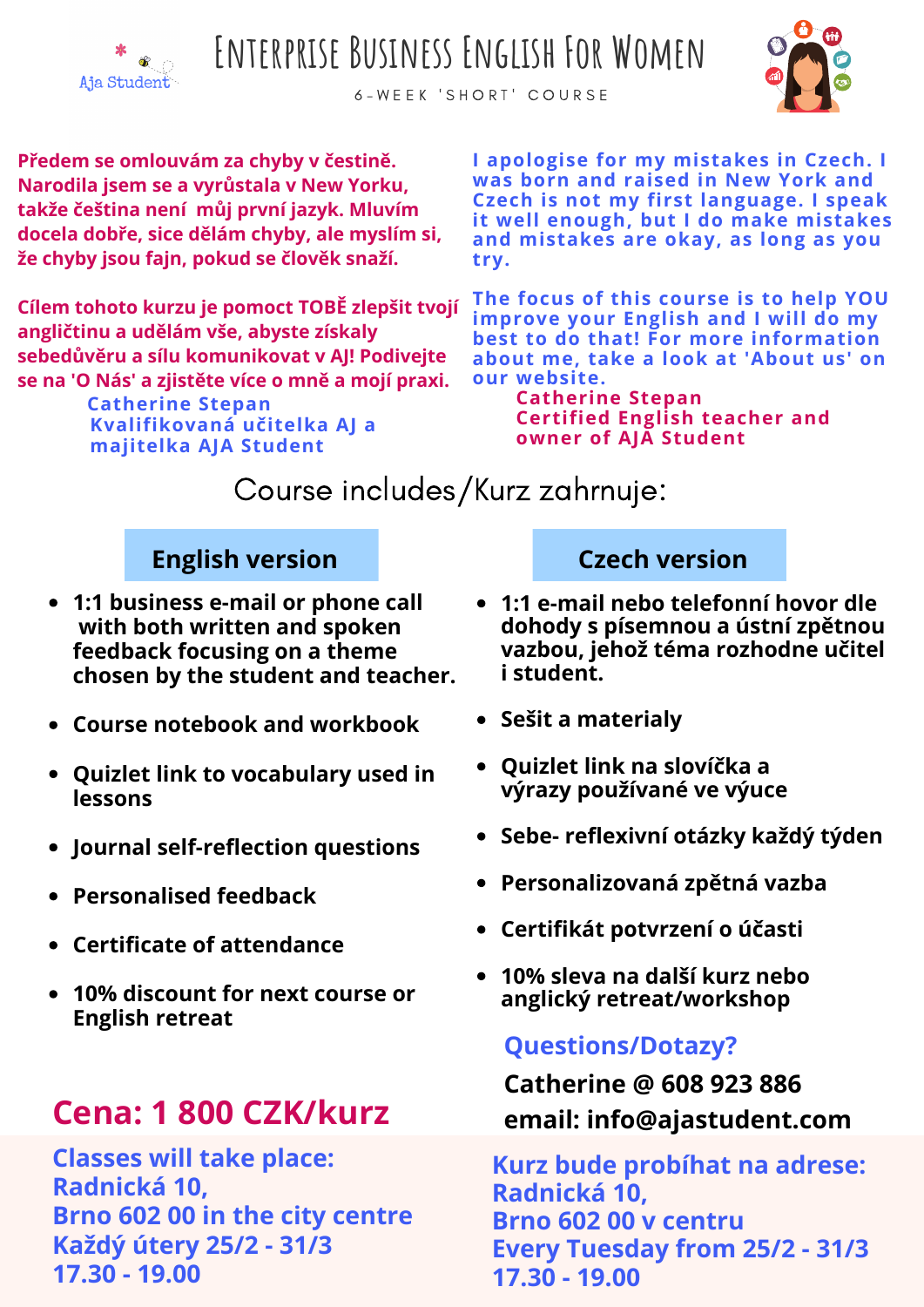Aja Student

# Enterprise Business English For Women

6-WEEK 'SHORT' COURSE

Předem se omlouvám za chyby v češtině. Narodila jsem se a vyrůstala v New Yorku, takže čeština není můj první jazyk. Mluvím docela dobře, sice dělám chyby, ale myslím si, že chyby jsou fajn, pokud se člověk snaží.

Cílem tohoto kurzu je pomoct TOBĚ zlepšit tvojí angličtinu a udělám vše, abyste získaly sebedůvěru a sílu komunikovat v AJ! Podívejte se na 'O Nás' a zjistěte více o mně a mojí praxi.

Catherine Stepan
Kvalifikovaná učitelka AJ a majitelka AJA Student

I apologise for my mistakes in Czech. I was born and raised in New York and Czech is not my first language. I speak it well enough, but I do make mistakes and mistakes are okay, as long as you try.

The focus of this course is to help YOU improve your English and I will do my best to do that! For more information about me, take a look at 'About us' on our website.

Catherine Stepan
Certified English teacher and owner of AJA Student

## Course includes/Kurz zahrnuje:

### English version

- **1:1 business e-mail or phone call with both written and spoken feedback focusing on a theme chosen by the student and teacher.**
- **Course notebook and workbook**
- **Quizlet link to vocabulary used in lessons**
- **Journal self-reflection questions**
- **Personalised feedback**
- **Certificate of attendance**
- **10% discount for next course or English retreat**

### Czech version

- **1:1 e-mail nebo telefonní hovor dle dohody s písemnou a ústní zpětnou vazbou, jehož téma rozhodne učitel i student.**
- **Sešit a materialy**
- **Quizlet link na slovíčka a výrazy používané ve výuce**
- **Sebe- reflexivní otázky každý týden**
- **Personalizovaná zpětná vazba**
- **Certifikát potvrzení o účasti**
- **10% sleva na další kurz nebo anglický retreat/workshop**

## Cena: 1 800 CZK/kurz

**Questions/Dotazy?**

**Catherine @ 608 923 886**

**email: info@ajastudent.com**

**Classes will take place:**
**Radnická 10,**
**Brno 602 00 in the city centre**
**Každý útery 25/2 - 31/3**
**17.30 - 19.00**

**Kurz bude probíhat na adrese:**
**Radnická 10,**
**Brno 602 00 v centru**
**Every Tuesday from 25/2 - 31/3**
**17.30 - 19.00**